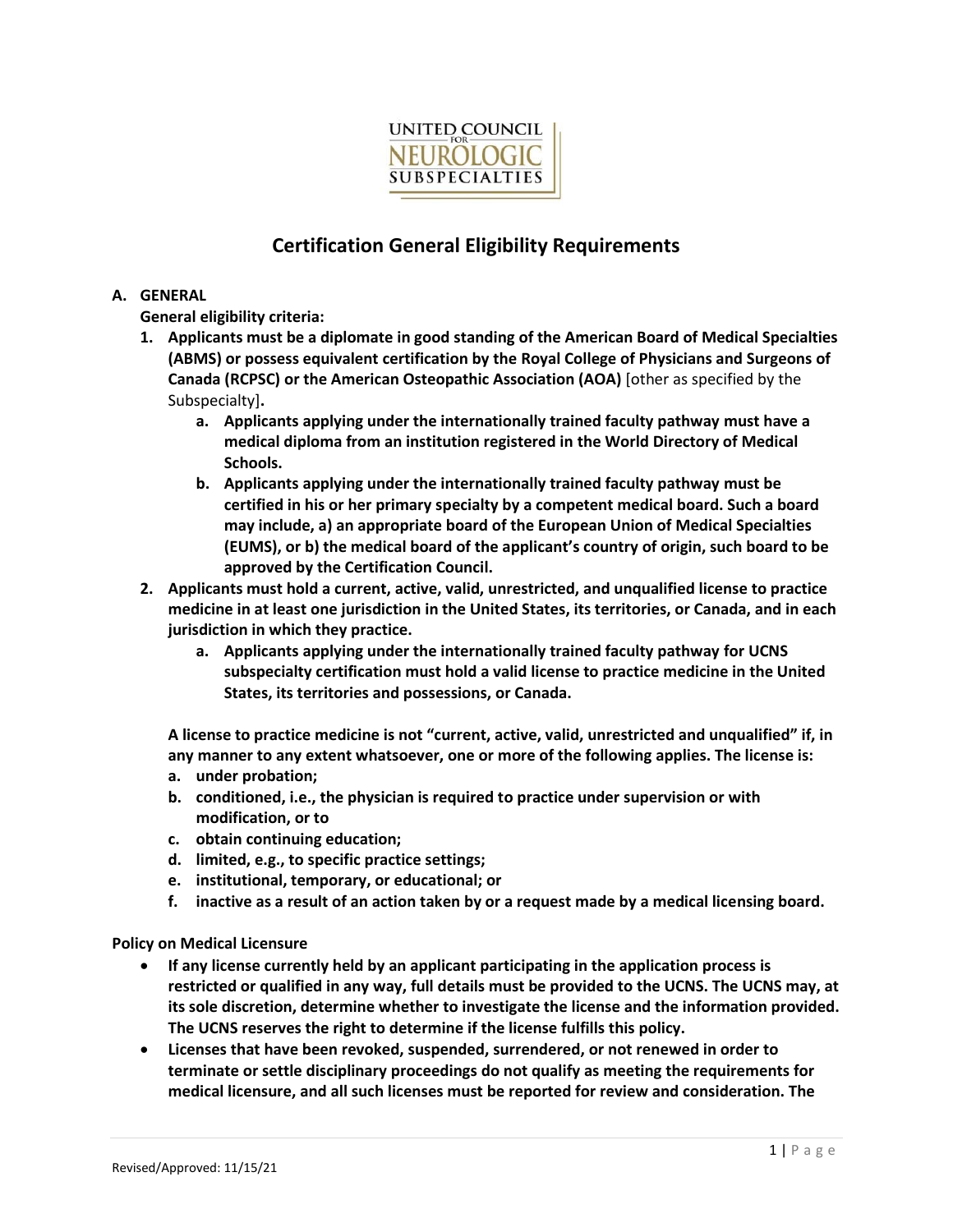UNITED COUNCIL FOR NEUROLOGIC SUBSPECIALTIES

# Certification General Eligibility Requirements

**A. GENERAL**

**General eligibility criteria:**

1. **Applicants must be a diplomate in good standing of the American Board of Medical Specialties (ABMS) or possess equivalent certification by the Royal College of Physicians and Surgeons of Canada (RCPSC) or the American Osteopathic Association (AOA)** [other as specified by the Subspecialty]**.**
   a. **Applicants applying under the internationally trained faculty pathway must have a medical diploma from an institution registered in the World Directory of Medical Schools.**
   b. **Applicants applying under the internationally trained faculty pathway must be certified in his or her primary specialty by a competent medical board. Such a board may include, a) an appropriate board of the European Union of Medical Specialties (EUMS), or b) the medical board of the applicant's country of origin, such board to be approved by the Certification Council.**
2. **Applicants must hold a current, active, valid, unrestricted, and unqualified license to practice medicine in at least one jurisdiction in the United States, its territories, or Canada, and in each jurisdiction in which they practice.**
   a. **Applicants applying under the internationally trained faculty pathway for UCNS subspecialty certification must hold a valid license to practice medicine in the United States, its territories and possessions, or Canada.**

   **A license to practice medicine is not "current, active, valid, unrestricted and unqualified" if, in any manner to any extent whatsoever, one or more of the following applies. The license is:**
   a. **under probation;**
   b. **conditioned, i.e., the physician is required to practice under supervision or with modification, or to**
   c. **obtain continuing education;**
   d. **limited, e.g., to specific practice settings;**
   e. **institutional, temporary, or educational; or**
   f. **inactive as a result of an action taken by or a request made by a medical licensing board.**

**Policy on Medical Licensure**

- **If any license currently held by an applicant participating in the application process is restricted or qualified in any way, full details must be provided to the UCNS. The UCNS may, at its sole discretion, determine whether to investigate the license and the information provided. The UCNS reserves the right to determine if the license fulfills this policy.**
- **Licenses that have been revoked, suspended, surrendered, or not renewed in order to terminate or settle disciplinary proceedings do not qualify as meeting the requirements for medical licensure, and all such licenses must be reported for review and consideration. The**

Revised/Approved: 11/15/21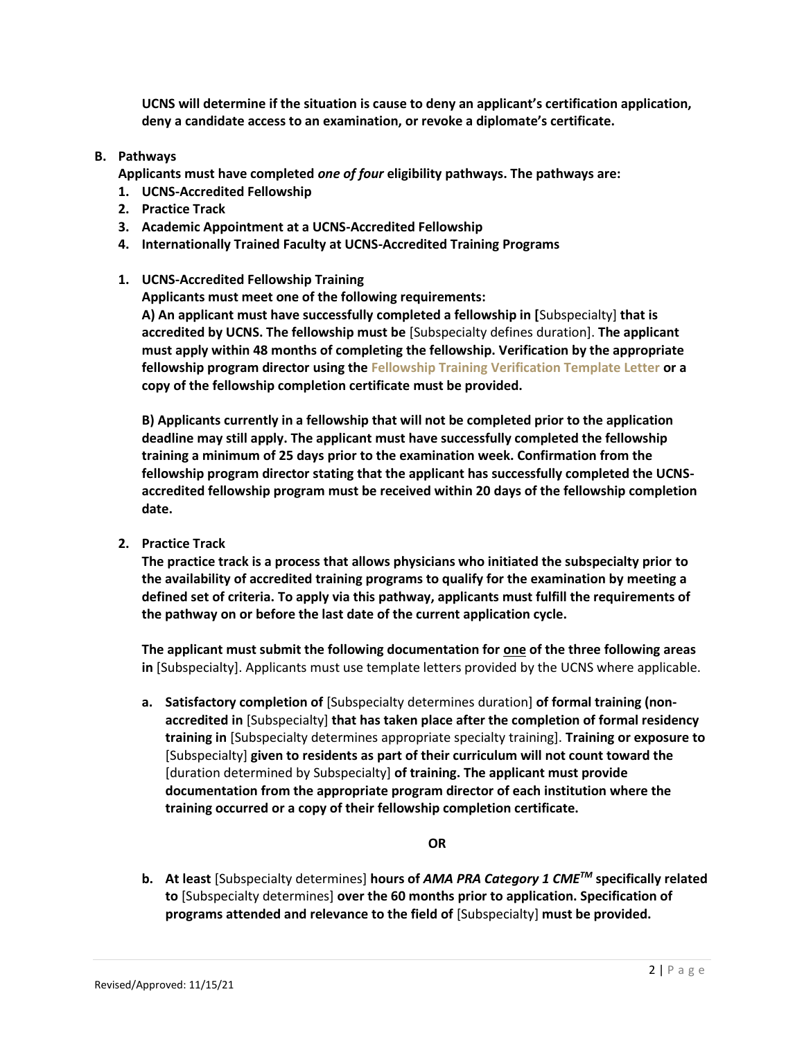**UCNS will determine if the situation is cause to deny an applicant's certification application, deny a candidate access to an examination, or revoke a diplomate's certificate.**

**B. Pathways**

**Applicants must have completed *one of four* eligibility pathways. The pathways are:**

1. **UCNS-Accredited Fellowship**
2. **Practice Track**
3. **Academic Appointment at a UCNS-Accredited Fellowship**
4. **Internationally Trained Faculty at UCNS-Accredited Training Programs**

**1. UCNS-Accredited Fellowship Training**

**Applicants must meet one of the following requirements:**

**A) An applicant must have successfully completed a fellowship in [**Subspecialty] **that is accredited by UCNS. The fellowship must be** [Subspecialty defines duration]. **The applicant must apply within 48 months of completing the fellowship. Verification by the appropriate fellowship program director using the Fellowship Training Verification Template Letter or a copy of the fellowship completion certificate must be provided.**

**B) Applicants currently in a fellowship that will not be completed prior to the application deadline may still apply. The applicant must have successfully completed the fellowship training a minimum of 25 days prior to the examination week. Confirmation from the fellowship program director stating that the applicant has successfully completed the UCNS-accredited fellowship program must be received within 20 days of the fellowship completion date.**

**2. Practice Track**

**The practice track is a process that allows physicians who initiated the subspecialty prior to the availability of accredited training programs to qualify for the examination by meeting a defined set of criteria. To apply via this pathway, applicants must fulfill the requirements of the pathway on or before the last date of the current application cycle.**

**The applicant must submit the following documentation for one of the three following areas in** [Subspecialty]. Applicants must use template letters provided by the UCNS where applicable.

a. **Satisfactory completion of** [Subspecialty determines duration] **of formal training (non-accredited in** [Subspecialty] **that has taken place after the completion of formal residency training in** [Subspecialty determines appropriate specialty training]. **Training or exposure to** [Subspecialty] **given to residents as part of their curriculum will not count toward the** [duration determined by Subspecialty] **of training. The applicant must provide documentation from the appropriate program director of each institution where the training occurred or a copy of their fellowship completion certificate.**

**OR**

b. **At least** [Subspecialty determines] **hours of *AMA PRA Category 1 CME™* specifically related to** [Subspecialty determines] **over the 60 months prior to application. Specification of programs attended and relevance to the field of** [Subspecialty] **must be provided.**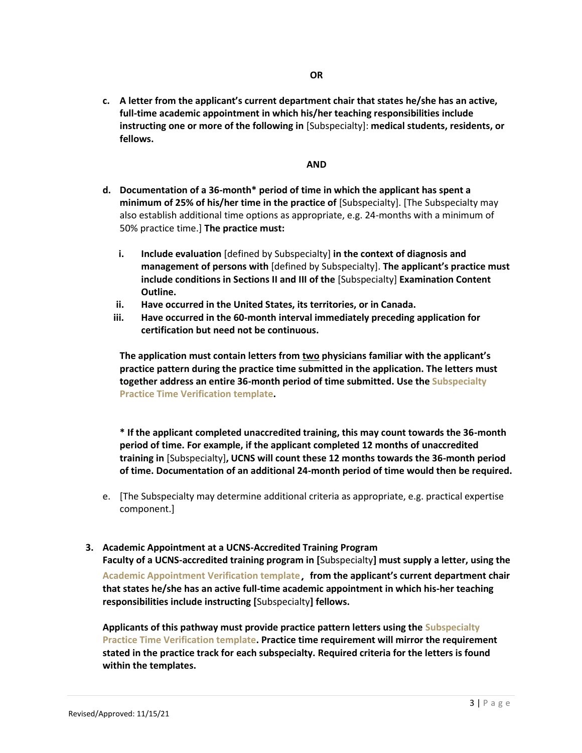**OR**

c. **A letter from the applicant's current department chair that states he/she has an active, full-time academic appointment in which his/her teaching responsibilities include instructing one or more of the following in** [Subspecialty]: **medical students, residents, or fellows.**

**AND**

d. **Documentation of a 36-month\* period of time in which the applicant has spent a minimum of 25% of his/her time in the practice of** [Subspecialty]. [The Subspecialty may also establish additional time options as appropriate, e.g. 24-months with a minimum of 50% practice time.] **The practice must:**

   i. **Include evaluation** [defined by Subspecialty] **in the context of diagnosis and management of persons with** [defined by Subspecialty]. **The applicant's practice must include conditions in Sections II and III of the** [Subspecialty] **Examination Content Outline.**
   
   ii. **Have occurred in the United States, its territories, or in Canada.**
   
   iii. **Have occurred in the 60-month interval immediately preceding application for certification but need not be continuous.**

   **The application must contain letters from <u>two</u> physicians familiar with the applicant's practice pattern during the practice time submitted in the application. The letters must together address an entire 36-month period of time submitted. Use the Subspecialty Practice Time Verification template.**

   **\* If the applicant completed unaccredited training, this may count towards the 36-month period of time. For example, if the applicant completed 12 months of unaccredited training in** [Subspecialty]**, UCNS will count these 12 months towards the 36-month period of time. Documentation of an additional 24-month period of time would then be required.**

e. [The Subspecialty may determine additional criteria as appropriate, e.g. practical expertise component.]

3. **Academic Appointment at a UCNS-Accredited Training Program**
   **Faculty of a UCNS-accredited training program in [**Subspecialty**] must supply a letter, using the Academic Appointment Verification template, from the applicant's current department chair that states he/she has an active full-time academic appointment in which his-her teaching responsibilities include instructing [**Subspecialty**] fellows.**

   **Applicants of this pathway must provide practice pattern letters using the Subspecialty Practice Time Verification template. Practice time requirement will mirror the requirement stated in the practice track for each subspecialty. Required criteria for the letters is found within the templates.**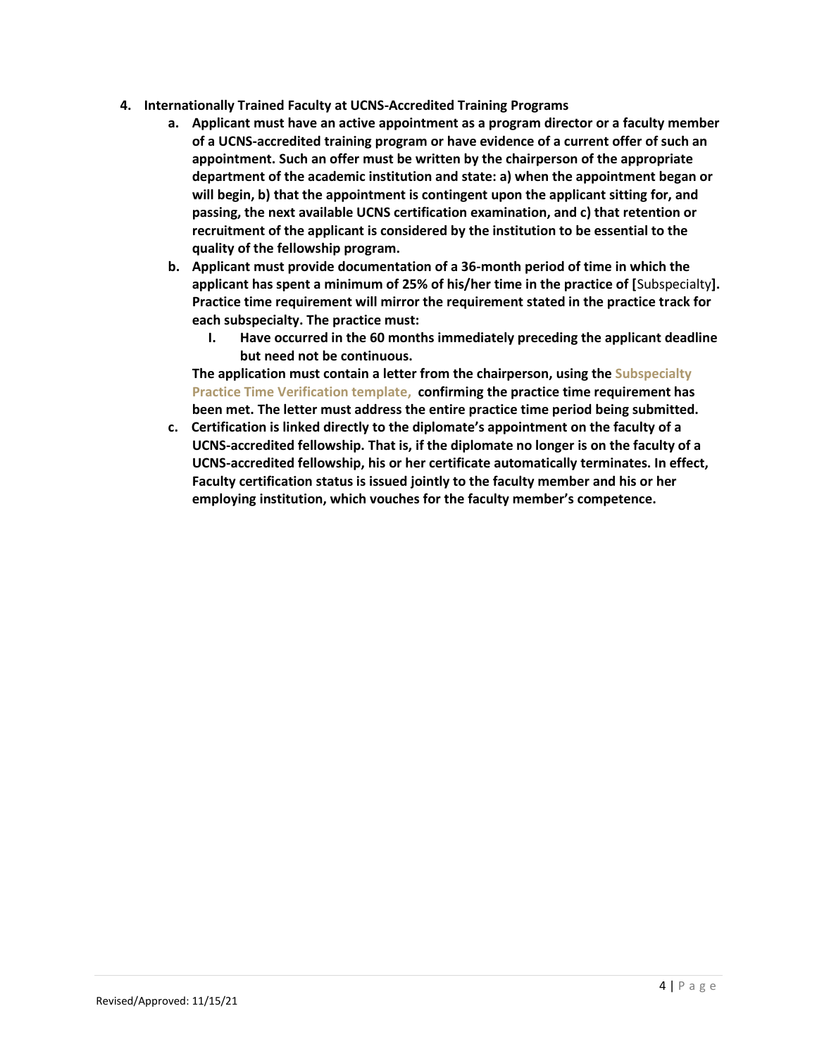4. **Internationally Trained Faculty at UCNS-Accredited Training Programs**
    a. **Applicant must have an active appointment as a program director or a faculty member of a UCNS-accredited training program or have evidence of a current offer of such an appointment. Such an offer must be written by the chairperson of the appropriate department of the academic institution and state: a) when the appointment began or will begin, b) that the appointment is contingent upon the applicant sitting for, and passing, the next available UCNS certification examination, and c) that retention or recruitment of the applicant is considered by the institution to be essential to the quality of the fellowship program.**
    b. **Applicant must provide documentation of a 36-month period of time in which the applicant has spent a minimum of 25% of his/her time in the practice of [**Subspecialty**]. Practice time requirement will mirror the requirement stated in the practice track for each subspecialty. The practice must:**
        I. **Have occurred in the 60 months immediately preceding the applicant deadline but need not be continuous.**

    **The application must contain a letter from the chairperson, using the Subspecialty Practice Time Verification template, confirming the practice time requirement has been met. The letter must address the entire practice time period being submitted.**
    c. **Certification is linked directly to the diplomate's appointment on the faculty of a UCNS-accredited fellowship. That is, if the diplomate no longer is on the faculty of a UCNS-accredited fellowship, his or her certificate automatically terminates. In effect, Faculty certification status is issued jointly to the faculty member and his or her employing institution, which vouches for the faculty member's competence.**

Revised/Approved: 11/15/21